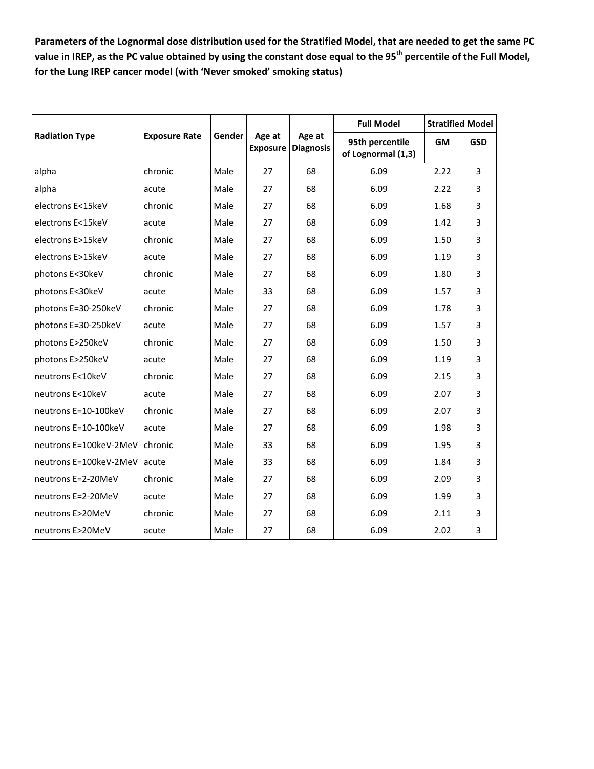**Parameters of the Lognormal dose distribution used for the Stratified Model, that are needed to get the same PC value in IREP, as the PC value obtained by using the constant dose equal to the 95[th] percentile of the Full Model, for the Lung IREP cancer model (with 'Never smoked' smoking status)**

| Radiation Type | Exposure Rate | Gender | Age at Exposure | Age at Diagnosis | Full Model | Stratified Model | |
|---|---|---|---|---|---|---|---|
| | | | | | 95th percentile of Lognormal (1,3) | GM | GSD |
| alpha | chronic | Male | 27 | 68 | 6.09 | 2.22 | 3 |
| alpha | acute | Male | 27 | 68 | 6.09 | 2.22 | 3 |
| electrons E<15keV | chronic | Male | 27 | 68 | 6.09 | 1.68 | 3 |
| electrons E<15keV | acute | Male | 27 | 68 | 6.09 | 1.42 | 3 |
| electrons E>15keV | chronic | Male | 27 | 68 | 6.09 | 1.50 | 3 |
| electrons E>15keV | acute | Male | 27 | 68 | 6.09 | 1.19 | 3 |
| photons E<30keV | chronic | Male | 27 | 68 | 6.09 | 1.80 | 3 |
| photons E<30keV | acute | Male | 33 | 68 | 6.09 | 1.57 | 3 |
| photons E=30-250keV | chronic | Male | 27 | 68 | 6.09 | 1.78 | 3 |
| photons E=30-250keV | acute | Male | 27 | 68 | 6.09 | 1.57 | 3 |
| photons E>250keV | chronic | Male | 27 | 68 | 6.09 | 1.50 | 3 |
| photons E>250keV | acute | Male | 27 | 68 | 6.09 | 1.19 | 3 |
| neutrons E<10keV | chronic | Male | 27 | 68 | 6.09 | 2.15 | 3 |
| neutrons E<10keV | acute | Male | 27 | 68 | 6.09 | 2.07 | 3 |
| neutrons E=10-100keV | chronic | Male | 27 | 68 | 6.09 | 2.07 | 3 |
| neutrons E=10-100keV | acute | Male | 27 | 68 | 6.09 | 1.98 | 3 |
| neutrons E=100keV-2MeV | chronic | Male | 33 | 68 | 6.09 | 1.95 | 3 |
| neutrons E=100keV-2MeV | acute | Male | 33 | 68 | 6.09 | 1.84 | 3 |
| neutrons E=2-20MeV | chronic | Male | 27 | 68 | 6.09 | 2.09 | 3 |
| neutrons E=2-20MeV | acute | Male | 27 | 68 | 6.09 | 1.99 | 3 |
| neutrons E>20MeV | chronic | Male | 27 | 68 | 6.09 | 2.11 | 3 |
| neutrons E>20MeV | acute | Male | 27 | 68 | 6.09 | 2.02 | 3 |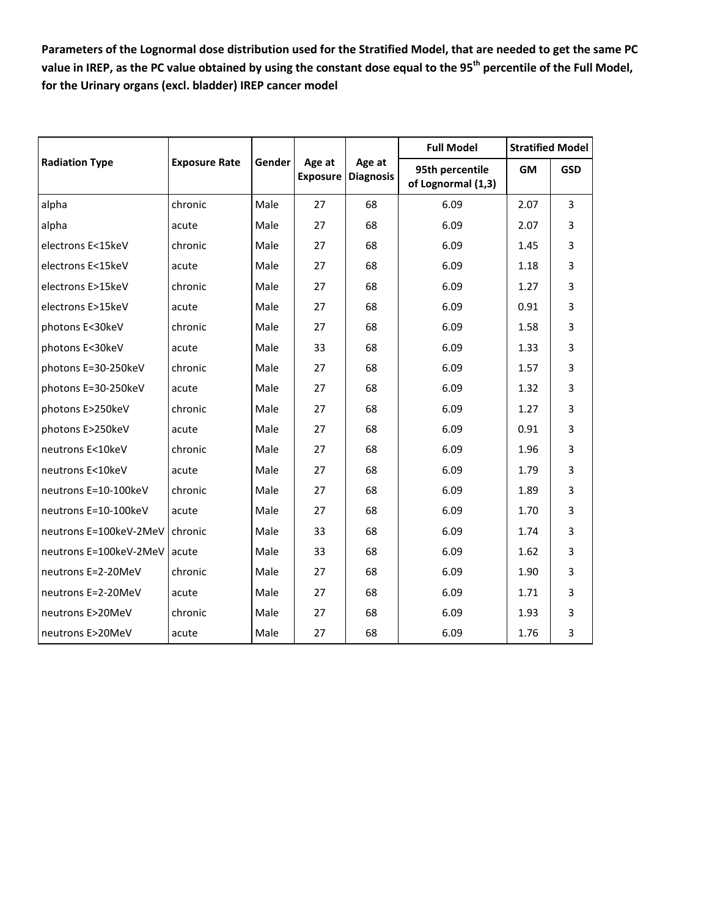**Parameters of the Lognormal dose distribution used for the Stratified Model, that are needed to get the same PC value in IREP, as the PC value obtained by using the constant dose equal to the 95th percentile of the Full Model, for the Urinary organs (excl. bladder) IREP cancer model**

| Radiation Type | Exposure Rate | Gender | Age at Exposure | Age at Diagnosis | Full Model | Stratified Model | |
|---|---|---|---|---|---|---|---|
| | | | | | 95th percentile of Lognormal (1,3) | GM | GSD |
| alpha | chronic | Male | 27 | 68 | 6.09 | 2.07 | 3 |
| alpha | acute | Male | 27 | 68 | 6.09 | 2.07 | 3 |
| electrons E<15keV | chronic | Male | 27 | 68 | 6.09 | 1.45 | 3 |
| electrons E<15keV | acute | Male | 27 | 68 | 6.09 | 1.18 | 3 |
| electrons E>15keV | chronic | Male | 27 | 68 | 6.09 | 1.27 | 3 |
| electrons E>15keV | acute | Male | 27 | 68 | 6.09 | 0.91 | 3 |
| photons E<30keV | chronic | Male | 27 | 68 | 6.09 | 1.58 | 3 |
| photons E<30keV | acute | Male | 33 | 68 | 6.09 | 1.33 | 3 |
| photons E=30-250keV | chronic | Male | 27 | 68 | 6.09 | 1.57 | 3 |
| photons E=30-250keV | acute | Male | 27 | 68 | 6.09 | 1.32 | 3 |
| photons E>250keV | chronic | Male | 27 | 68 | 6.09 | 1.27 | 3 |
| photons E>250keV | acute | Male | 27 | 68 | 6.09 | 0.91 | 3 |
| neutrons E<10keV | chronic | Male | 27 | 68 | 6.09 | 1.96 | 3 |
| neutrons E<10keV | acute | Male | 27 | 68 | 6.09 | 1.79 | 3 |
| neutrons E=10-100keV | chronic | Male | 27 | 68 | 6.09 | 1.89 | 3 |
| neutrons E=10-100keV | acute | Male | 27 | 68 | 6.09 | 1.70 | 3 |
| neutrons E=100keV-2MeV | chronic | Male | 33 | 68 | 6.09 | 1.74 | 3 |
| neutrons E=100keV-2MeV | acute | Male | 33 | 68 | 6.09 | 1.62 | 3 |
| neutrons E=2-20MeV | chronic | Male | 27 | 68 | 6.09 | 1.90 | 3 |
| neutrons E=2-20MeV | acute | Male | 27 | 68 | 6.09 | 1.71 | 3 |
| neutrons E>20MeV | chronic | Male | 27 | 68 | 6.09 | 1.93 | 3 |
| neutrons E>20MeV | acute | Male | 27 | 68 | 6.09 | 1.76 | 3 |